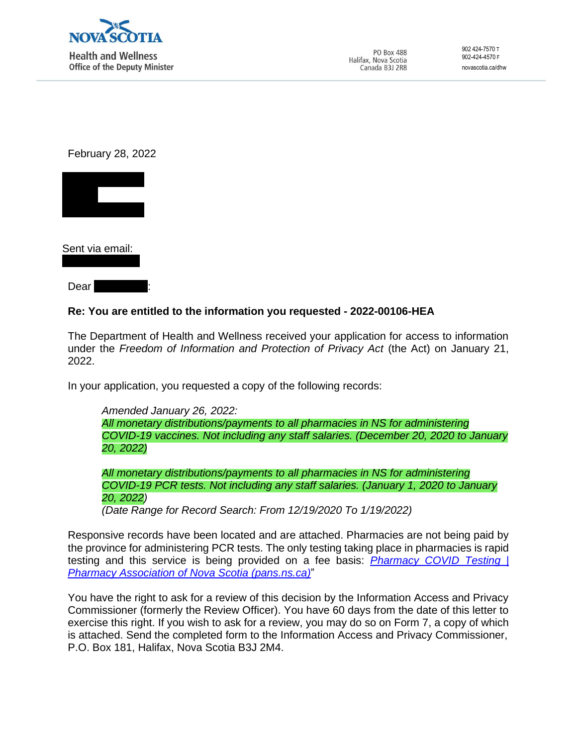Nova Scotia
Health and Wellness
Office of the Deputy Minister

PO Box 488
Halifax, Nova Scotia
Canada B3J 2R8

902 424-7570 T
902-424-4570 F
novascotia.ca/dhw

February 28, 2022

Sent via email:

Dear :

**Re: You are entitled to the information you requested - 2022-00106-HEA**

The Department of Health and Wellness received your application for access to information under the *Freedom of Information and Protection of Privacy Act* (the Act) on January 21, 2022.

In your application, you requested a copy of the following records:

> *Amended January 26, 2022:*
> *All monetary distributions/payments to all pharmacies in NS for administering COVID-19 vaccines. Not including any staff salaries. (December 20, 2020 to January 20, 2022)*
>
> *All monetary distributions/payments to all pharmacies in NS for administering COVID-19 PCR tests. Not including any staff salaries. (January 1, 2020 to January 20, 2022)*
> *(Date Range for Record Search: From 12/19/2020 To 1/19/2022)*

Responsive records have been located and are attached. Pharmacies are not being paid by the province for administering PCR tests. The only testing taking place in pharmacies is rapid testing and this service is being provided on a fee basis: [Pharmacy COVID Testing | Pharmacy Association of Nova Scotia (pans.ns.ca)]"

You have the right to ask for a review of this decision by the Information Access and Privacy Commissioner (formerly the Review Officer). You have 60 days from the date of this letter to exercise this right. If you wish to ask for a review, you may do so on Form 7, a copy of which is attached. Send the completed form to the Information Access and Privacy Commissioner, P.O. Box 181, Halifax, Nova Scotia B3J 2M4.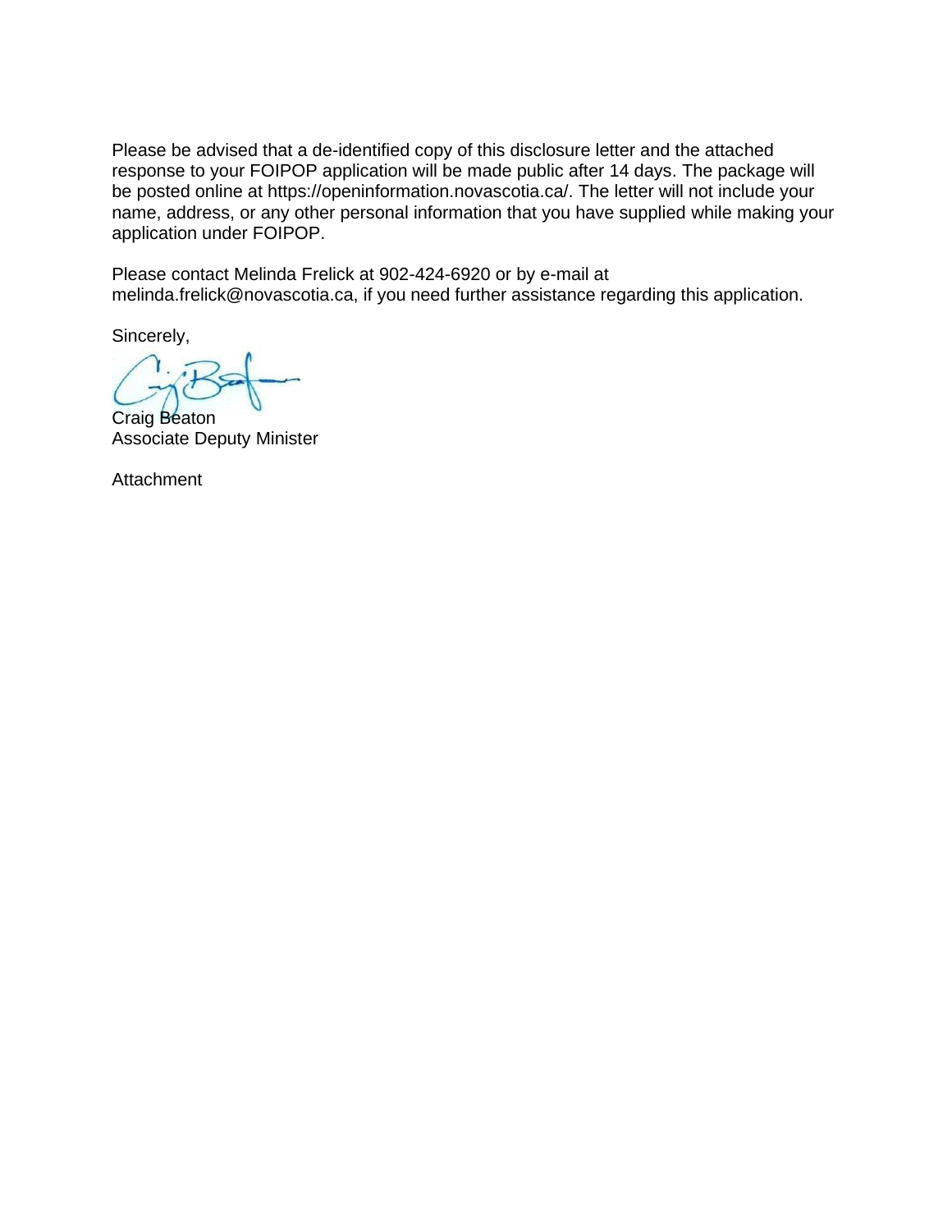Please be advised that a de-identified copy of this disclosure letter and the attached response to your FOIPOP application will be made public after 14 days. The package will be posted online at https://openinformation.novascotia.ca/. The letter will not include your name, address, or any other personal information that you have supplied while making your application under FOIPOP.

Please contact Melinda Frelick at 902-424-6920 or by e-mail at melinda.frelick@novascotia.ca, if you need further assistance regarding this application.

Sincerely,

Craig Beaton
Associate Deputy Minister

Attachment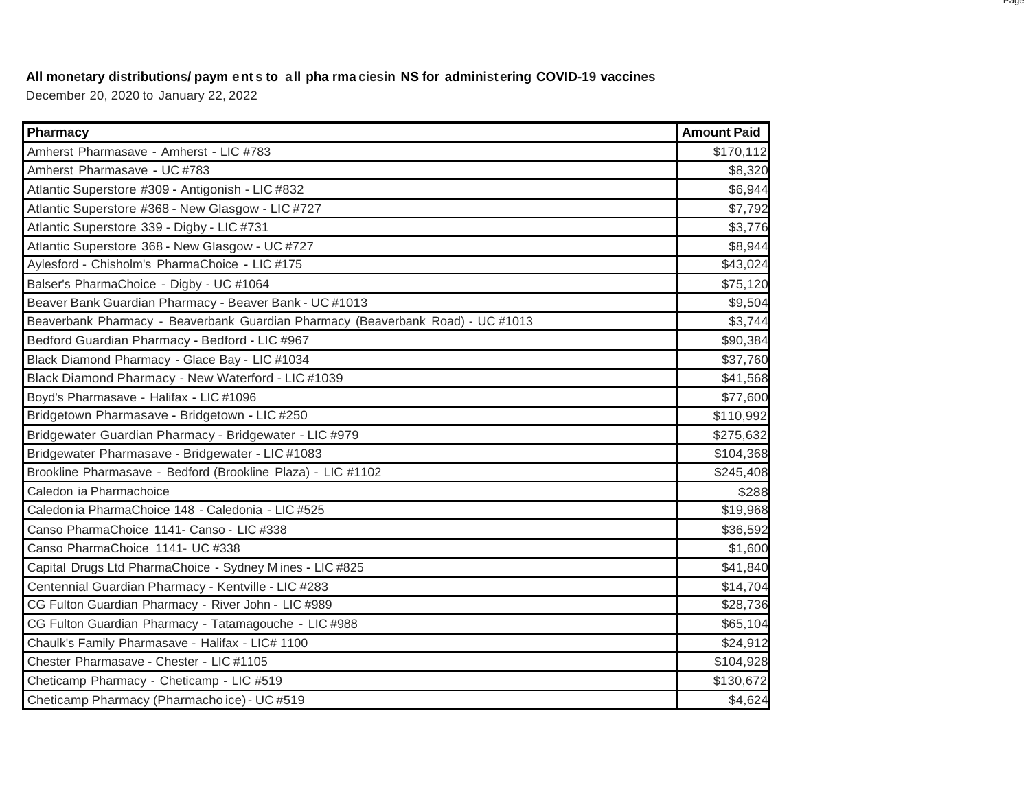**All monetary distributions/ payments to all pharmacies in NS for administering COVID-19 vaccines**

December 20, 2020 to January 22, 2022

| Pharmacy | Amount Paid |
|---|---|
| Amherst Pharmasave - Amherst - LIC #783 | $170,112 |
| Amherst Pharmasave - UC #783 | $8,320 |
| Atlantic Superstore #309 - Antigonish - LIC #832 | $6,944 |
| Atlantic Superstore #368 - New Glasgow - LIC #727 | $7,792 |
| Atlantic Superstore 339 - Digby - LIC #731 | $3,776 |
| Atlantic Superstore 368 - New Glasgow - UC #727 | $8,944 |
| Aylesford - Chisholm's PharmaChoice - LIC #175 | $43,024 |
| Balser's PharmaChoice - Digby - UC #1064 | $75,120 |
| Beaver Bank Guardian Pharmacy - Beaver Bank - UC #1013 | $9,504 |
| Beaverbank Pharmacy - Beaverbank Guardian Pharmacy (Beaverbank Road) - UC #1013 | $3,744 |
| Bedford Guardian Pharmacy - Bedford - LIC #967 | $90,384 |
| Black Diamond Pharmacy - Glace Bay - LIC #1034 | $37,760 |
| Black Diamond Pharmacy - New Waterford - LIC #1039 | $41,568 |
| Boyd's Pharmasave - Halifax - LIC #1096 | $77,600 |
| Bridgetown Pharmasave - Bridgetown - LIC #250 | $110,992 |
| Bridgewater Guardian Pharmacy - Bridgewater - LIC #979 | $275,632 |
| Bridgewater Pharmasave - Bridgewater - LIC #1083 | $104,368 |
| Brookline Pharmasave - Bedford (Brookline Plaza) - LIC #1102 | $245,408 |
| Caledonia Pharmachoice | $288 |
| Caledonia PharmaChoice 148 - Caledonia - LIC #525 | $19,968 |
| Canso PharmaChoice 1141- Canso - LIC #338 | $36,592 |
| Canso PharmaChoice 1141- UC #338 | $1,600 |
| Capital Drugs Ltd PharmaChoice - Sydney Mines - LIC #825 | $41,840 |
| Centennial Guardian Pharmacy - Kentville - LIC #283 | $14,704 |
| CG Fulton Guardian Pharmacy - River John - LIC #989 | $28,736 |
| CG Fulton Guardian Pharmacy - Tatamagouche - LIC #988 | $65,104 |
| Chaulk's Family Pharmasave - Halifax - LIC# 1100 | $24,912 |
| Chester Pharmasave - Chester - LIC #1105 | $104,928 |
| Cheticamp Pharmacy - Cheticamp - LIC #519 | $130,672 |
| Cheticamp Pharmacy (Pharmachoice) - UC #519 | $4,624 |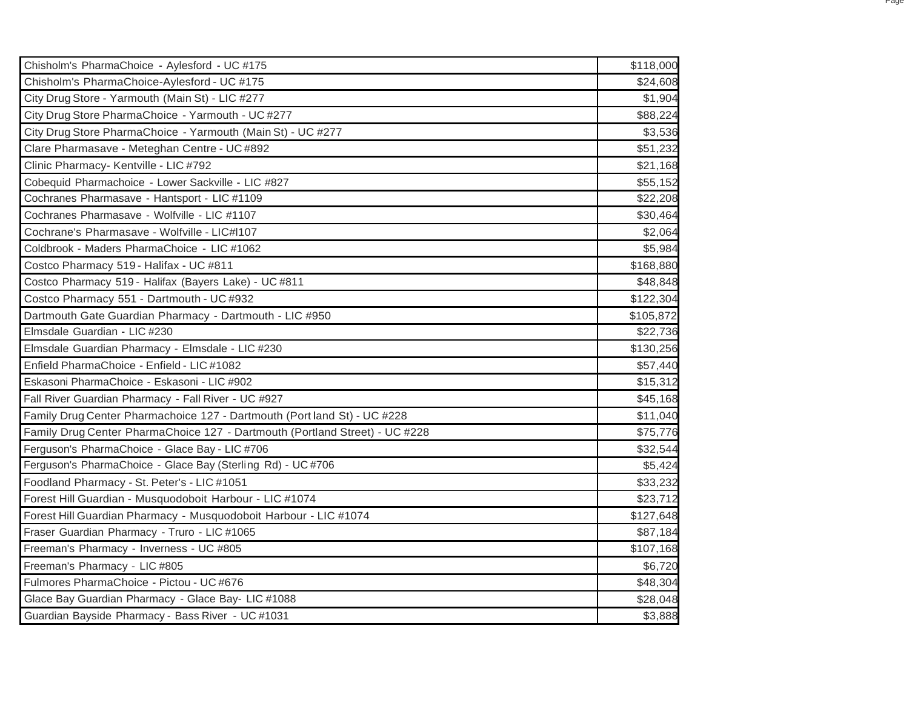| | |
|---|---|
| Chisholm's PharmaChoice - Aylesford - UC #175 | $118,000 |
| Chisholm's PharmaChoice-Aylesford - UC #175 | $24,608 |
| City Drug Store - Yarmouth (Main St) - LIC #277 | $1,904 |
| City Drug Store PharmaChoice - Yarmouth - UC #277 | $88,224 |
| City Drug Store PharmaChoice - Yarmouth (Main St) - UC #277 | $3,536 |
| Clare Pharmasave - Meteghan Centre - UC #892 | $51,232 |
| Clinic Pharmacy- Kentville - LIC #792 | $21,168 |
| Cobequid Pharmachoice - Lower Sackville - LIC #827 | $55,152 |
| Cochranes Pharmasave - Hantsport - LIC #1109 | $22,208 |
| Cochranes Pharmasave - Wolfville - LIC #1107 | $30,464 |
| Cochrane's Pharmasave - Wolfville - LIC#l107 | $2,064 |
| Coldbrook - Maders PharmaChoice - LIC #1062 | $5,984 |
| Costco Pharmacy 519 - Halifax - UC #811 | $168,880 |
| Costco Pharmacy 519 - Halifax (Bayers Lake) - UC #811 | $48,848 |
| Costco Pharmacy 551 - Dartmouth - UC #932 | $122,304 |
| Dartmouth Gate Guardian Pharmacy - Dartmouth - LIC #950 | $105,872 |
| Elmsdale Guardian - LIC #230 | $22,736 |
| Elmsdale Guardian Pharmacy - Elmsdale - LIC #230 | $130,256 |
| Enfield PharmaChoice - Enfield - LIC #1082 | $57,440 |
| Eskasoni PharmaChoice - Eskasoni - LIC #902 | $15,312 |
| Fall River Guardian Pharmacy - Fall River - UC #927 | $45,168 |
| Family Drug Center Pharmachoice 127 - Dartmouth (Port land St) - UC #228 | $11,040 |
| Family Drug Center PharmaChoice 127 - Dartmouth (Portland Street) - UC #228 | $75,776 |
| Ferguson's PharmaChoice - Glace Bay - LIC #706 | $32,544 |
| Ferguson's PharmaChoice - Glace Bay (Sterling Rd) - UC #706 | $5,424 |
| Foodland Pharmacy - St. Peter's - LIC #1051 | $33,232 |
| Forest Hill Guardian - Musquodoboit Harbour - LIC #1074 | $23,712 |
| Forest Hill Guardian Pharmacy - Musquodoboit Harbour - LIC #1074 | $127,648 |
| Fraser Guardian Pharmacy - Truro - LIC #1065 | $87,184 |
| Freeman's Pharmacy - Inverness - UC #805 | $107,168 |
| Freeman's Pharmacy - LIC #805 | $6,720 |
| Fulmores PharmaChoice - Pictou - UC #676 | $48,304 |
| Glace Bay Guardian Pharmacy - Glace Bay- LIC #1088 | $28,048 |
| Guardian Bayside Pharmacy - Bass River - UC #1031 | $3,888 |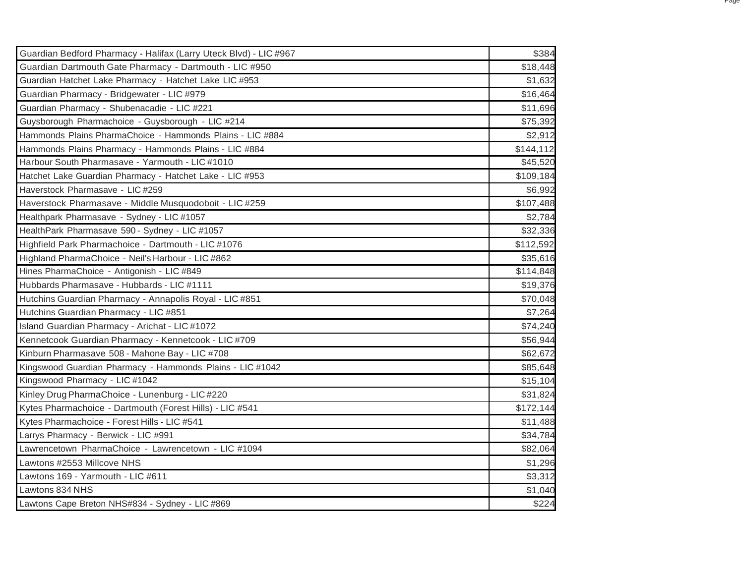| | |
|---|---|
| Guardian Bedford Pharmacy - Halifax (Larry Uteck Blvd) - LIC #967 | $384 |
| Guardian Dartmouth Gate Pharmacy - Dartmouth - LIC #950 | $18,448 |
| Guardian Hatchet Lake Pharmacy - Hatchet Lake LIC #953 | $1,632 |
| Guardian Pharmacy - Bridgewater - LIC #979 | $16,464 |
| Guardian Pharmacy - Shubenacadie - LIC #221 | $11,696 |
| Guysborough Pharmachoice - Guysborough - LIC #214 | $75,392 |
| Hammonds Plains PharmaChoice - Hammonds Plains - LIC #884 | $2,912 |
| Hammonds Plains Pharmacy - Hammonds Plains - LIC #884 | $144,112 |
| Harbour South Pharmasave - Yarmouth - LIC #1010 | $45,520 |
| Hatchet Lake Guardian Pharmacy - Hatchet Lake - LIC #953 | $109,184 |
| Haverstock Pharmasave - LIC #259 | $6,992 |
| Haverstock Pharmasave - Middle Musquodoboit - LIC #259 | $107,488 |
| Healthpark Pharmasave - Sydney - LIC #1057 | $2,784 |
| HealthPark Pharmasave 590 - Sydney - LIC #1057 | $32,336 |
| Highfield Park Pharmachoice - Dartmouth - LIC #1076 | $112,592 |
| Highland PharmaChoice - Neil's Harbour - LIC #862 | $35,616 |
| Hines PharmaChoice - Antigonish - LIC #849 | $114,848 |
| Hubbards Pharmasave - Hubbards - LIC #1111 | $19,376 |
| Hutchins Guardian Pharmacy - Annapolis Royal - LIC #851 | $70,048 |
| Hutchins Guardian Pharmacy - LIC #851 | $7,264 |
| Island Guardian Pharmacy - Arichat - LIC #1072 | $74,240 |
| Kennetcook Guardian Pharmacy - Kennetcook - LIC #709 | $56,944 |
| Kinburn Pharmasave 508 - Mahone Bay - LIC #708 | $62,672 |
| Kingswood Guardian Pharmacy - Hammonds Plains - LIC #1042 | $85,648 |
| Kingswood Pharmacy - LIC #1042 | $15,104 |
| Kinley Drug PharmaChoice - Lunenburg - LIC #220 | $31,824 |
| Kytes Pharmachoice - Dartmouth (Forest Hills) - LIC #541 | $172,144 |
| Kytes Pharmachoice - Forest Hills - LIC #541 | $11,488 |
| Larrys Pharmacy - Berwick - LIC #991 | $34,784 |
| Lawrencetown PharmaChoice - Lawrencetown - LIC #1094 | $82,064 |
| Lawtons #2553 Millcove NHS | $1,296 |
| Lawtons 169 - Yarmouth - LIC #611 | $3,312 |
| Lawtons 834 NHS | $1,040 |
| Lawtons Cape Breton NHS#834 - Sydney - LIC #869 | $224 |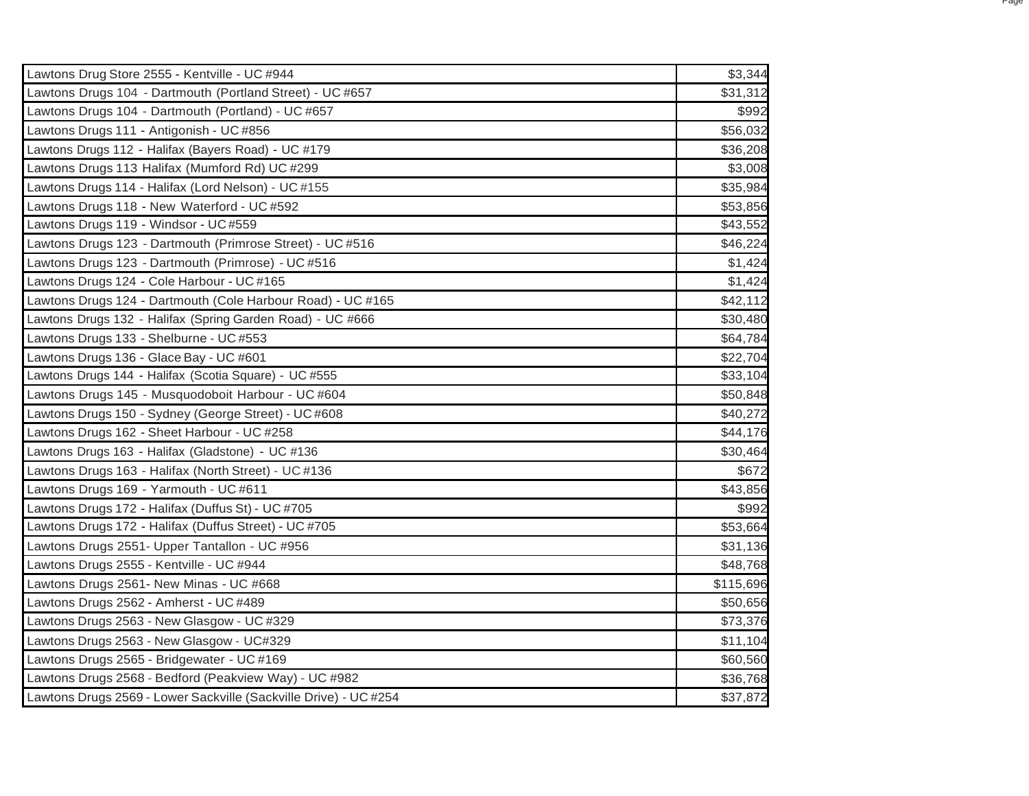| | |
|---|---|
| Lawtons Drug Store 2555 - Kentville - UC #944 | $3,344 |
| Lawtons Drugs 104 - Dartmouth (Portland Street) - UC #657 | $31,312 |
| Lawtons Drugs 104 - Dartmouth (Portland) - UC #657 | $992 |
| Lawtons Drugs 111 - Antigonish - UC #856 | $56,032 |
| Lawtons Drugs 112 - Halifax (Bayers Road) - UC #179 | $36,208 |
| Lawtons Drugs 113 Halifax (Mumford Rd) UC #299 | $3,008 |
| Lawtons Drugs 114 - Halifax (Lord Nelson) - UC #155 | $35,984 |
| Lawtons Drugs 118 - New Waterford - UC #592 | $53,856 |
| Lawtons Drugs 119 - Windsor - UC #559 | $43,552 |
| Lawtons Drugs 123 - Dartmouth (Primrose Street) - UC #516 | $46,224 |
| Lawtons Drugs 123 - Dartmouth (Primrose) - UC #516 | $1,424 |
| Lawtons Drugs 124 - Cole Harbour - UC #165 | $1,424 |
| Lawtons Drugs 124 - Dartmouth (Cole Harbour Road) - UC #165 | $42,112 |
| Lawtons Drugs 132 - Halifax (Spring Garden Road) - UC #666 | $30,480 |
| Lawtons Drugs 133 - Shelburne - UC #553 | $64,784 |
| Lawtons Drugs 136 - Glace Bay - UC #601 | $22,704 |
| Lawtons Drugs 144 - Halifax (Scotia Square) - UC #555 | $33,104 |
| Lawtons Drugs 145 - Musquodoboit Harbour - UC #604 | $50,848 |
| Lawtons Drugs 150 - Sydney (George Street) - UC #608 | $40,272 |
| Lawtons Drugs 162 - Sheet Harbour - UC #258 | $44,176 |
| Lawtons Drugs 163 - Halifax (Gladstone) - UC #136 | $30,464 |
| Lawtons Drugs 163 - Halifax (North Street) - UC #136 | $672 |
| Lawtons Drugs 169 - Yarmouth - UC #611 | $43,856 |
| Lawtons Drugs 172 - Halifax (Duffus St) - UC #705 | $992 |
| Lawtons Drugs 172 - Halifax (Duffus Street) - UC #705 | $53,664 |
| Lawtons Drugs 2551- Upper Tantallon - UC #956 | $31,136 |
| Lawtons Drugs 2555 - Kentville - UC #944 | $48,768 |
| Lawtons Drugs 2561- New Minas - UC #668 | $115,696 |
| Lawtons Drugs 2562 - Amherst - UC #489 | $50,656 |
| Lawtons Drugs 2563 - New Glasgow - UC #329 | $73,376 |
| Lawtons Drugs 2563 - New Glasgow - UC#329 | $11,104 |
| Lawtons Drugs 2565 - Bridgewater - UC #169 | $60,560 |
| Lawtons Drugs 2568 - Bedford (Peakview Way) - UC #982 | $36,768 |
| Lawtons Drugs 2569 - Lower Sackville (Sackville Drive) - UC #254 | $37,872 |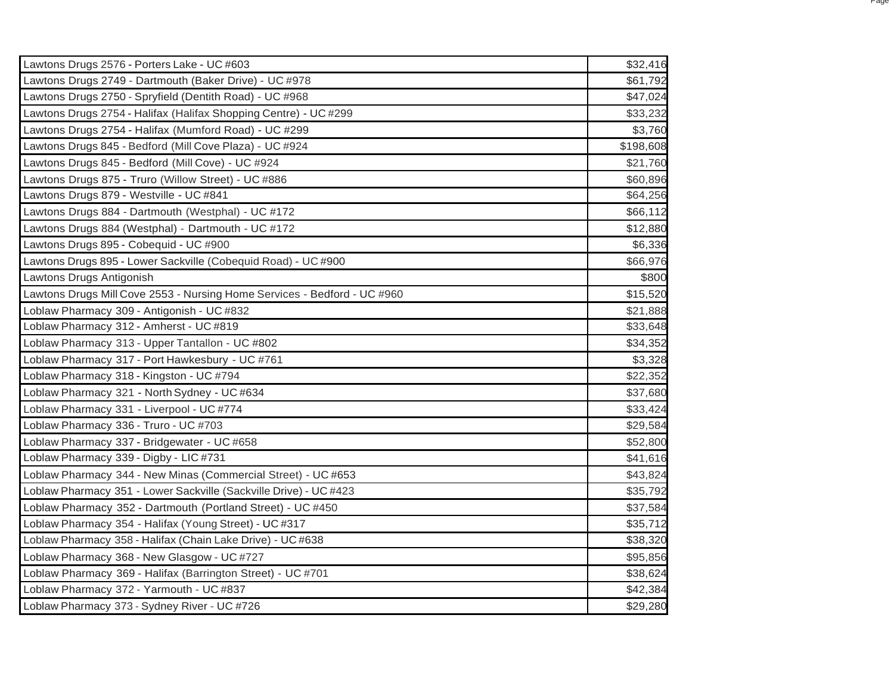| | |
|---|---|
| Lawtons Drugs 2576 - Porters Lake - UC #603 | $32,416 |
| Lawtons Drugs 2749 - Dartmouth (Baker Drive) - UC #978 | $61,792 |
| Lawtons Drugs 2750 - Spryfield (Dentith Road) - UC #968 | $47,024 |
| Lawtons Drugs 2754 - Halifax (Halifax Shopping Centre) - UC #299 | $33,232 |
| Lawtons Drugs 2754 - Halifax (Mumford Road) - UC #299 | $3,760 |
| Lawtons Drugs 845 - Bedford (Mill Cove Plaza) - UC #924 | $198,608 |
| Lawtons Drugs 845 - Bedford (Mill Cove) - UC #924 | $21,760 |
| Lawtons Drugs 875 - Truro (Willow Street) - UC #886 | $60,896 |
| Lawtons Drugs 879 - Westville - UC #841 | $64,256 |
| Lawtons Drugs 884 - Dartmouth (Westphal) - UC #172 | $66,112 |
| Lawtons Drugs 884 (Westphal) - Dartmouth - UC #172 | $12,880 |
| Lawtons Drugs 895 - Cobequid - UC #900 | $6,336 |
| Lawtons Drugs 895 - Lower Sackville (Cobequid Road) - UC #900 | $66,976 |
| Lawtons Drugs Antigonish | $800 |
| Lawtons Drugs Mill Cove 2553 - Nursing Home Services - Bedford - UC #960 | $15,520 |
| Loblaw Pharmacy 309 - Antigonish - UC #832 | $21,888 |
| Loblaw Pharmacy 312 - Amherst - UC #819 | $33,648 |
| Loblaw Pharmacy 313 - Upper Tantallon - UC #802 | $34,352 |
| Loblaw Pharmacy 317 - Port Hawkesbury - UC #761 | $3,328 |
| Loblaw Pharmacy 318 - Kingston - UC #794 | $22,352 |
| Loblaw Pharmacy 321 - North Sydney - UC #634 | $37,680 |
| Loblaw Pharmacy 331 - Liverpool - UC #774 | $33,424 |
| Loblaw Pharmacy 336 - Truro - UC #703 | $29,584 |
| Loblaw Pharmacy 337 - Bridgewater - UC #658 | $52,800 |
| Loblaw Pharmacy 339 - Digby - LIC #731 | $41,616 |
| Loblaw Pharmacy 344 - New Minas (Commercial Street) - UC #653 | $43,824 |
| Loblaw Pharmacy 351 - Lower Sackville (Sackville Drive) - UC #423 | $35,792 |
| Loblaw Pharmacy 352 - Dartmouth (Portland Street) - UC #450 | $37,584 |
| Loblaw Pharmacy 354 - Halifax (Young Street) - UC #317 | $35,712 |
| Loblaw Pharmacy 358 - Halifax (Chain Lake Drive) - UC #638 | $38,320 |
| Loblaw Pharmacy 368 - New Glasgow - UC #727 | $95,856 |
| Loblaw Pharmacy 369 - Halifax (Barrington Street) - UC #701 | $38,624 |
| Loblaw Pharmacy 372 - Yarmouth - UC #837 | $42,384 |
| Loblaw Pharmacy 373 - Sydney River - UC #726 | $29,280 |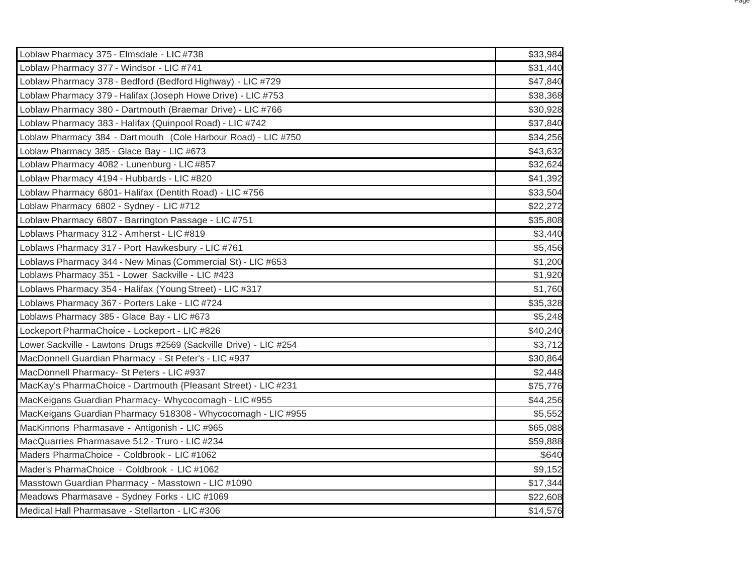| | |
|---|---|
| Loblaw Pharmacy 375 - Elmsdale - LIC #738 | $33,984 |
| Loblaw Pharmacy 377 - Windsor - LIC #741 | $31,440 |
| Loblaw Pharmacy 378 - Bedford (Bedford Highway) - LIC #729 | $47,840 |
| Loblaw Pharmacy 379 - Halifax (Joseph Howe Drive) - LIC #753 | $38,368 |
| Loblaw Pharmacy 380 - Dartmouth (Braemar Drive) - LIC #766 | $30,928 |
| Loblaw Pharmacy 383 - Halifax (Quinpool Road) - LIC #742 | $37,840 |
| Loblaw Pharmacy 384 - Dartmouth (Cole Harbour Road) - LIC #750 | $34,256 |
| Loblaw Pharmacy 385 - Glace Bay - LIC #673 | $43,632 |
| Loblaw Pharmacy 4082 - Lunenburg - LIC #857 | $32,624 |
| Loblaw Pharmacy 4194 - Hubbards - LIC #820 | $41,392 |
| Loblaw Pharmacy 6801- Halifax (Dentith Road) - LIC #756 | $33,504 |
| Loblaw Pharmacy 6802 - Sydney - LIC #712 | $22,272 |
| Loblaw Pharmacy 6807 - Barrington Passage - LIC #751 | $35,808 |
| Loblaws Pharmacy 312 - Amherst - LIC #819 | $3,440 |
| Loblaws Pharmacy 317 - Port Hawkesbury - LIC #761 | $5,456 |
| Loblaws Pharmacy 344 - New Minas (Commercial St) - LIC #653 | $1,200 |
| Loblaws Pharmacy 351 - Lower Sackville - LIC #423 | $1,920 |
| Loblaws Pharmacy 354 - Halifax (Young Street) - LIC #317 | $1,760 |
| Loblaws Pharmacy 367 - Porters Lake - LIC #724 | $35,328 |
| Loblaws Pharmacy 385 - Glace Bay - LIC #673 | $5,248 |
| Lockeport PharmaChoice - Lockeport - LIC #826 | $40,240 |
| Lower Sackville - Lawtons Drugs #2569 (Sackville Drive) - LIC #254 | $3,712 |
| MacDonnell Guardian Pharmacy - St Peter's - LIC #937 | $30,864 |
| MacDonnell Pharmacy- St Peters - LIC #937 | $2,448 |
| MacKay's PharmaChoice - Dartmouth {Pleasant Street) - LIC #231 | $75,776 |
| MacKeigans Guardian Pharmacy- Whycocomagh - LIC #955 | $44,256 |
| MacKeigans Guardian Pharmacy 518308 - Whycocomagh - LIC #955 | $5,552 |
| MacKinnons Pharmasave - Antigonish - LIC #965 | $65,088 |
| MacQuarries Pharmasave 512 - Truro - LIC #234 | $59,888 |
| Maders PharmaChoice - Coldbrook - LIC #1062 | $640 |
| Mader's PharmaChoice - Coldbrook - LIC #1062 | $9,152 |
| Masstown Guardian Pharmacy - Masstown - LIC #1090 | $17,344 |
| Meadows Pharmasave - Sydney Forks - LIC #1069 | $22,608 |
| Medical Hall Pharmasave - Stellarton - LIC #306 | $14,576 |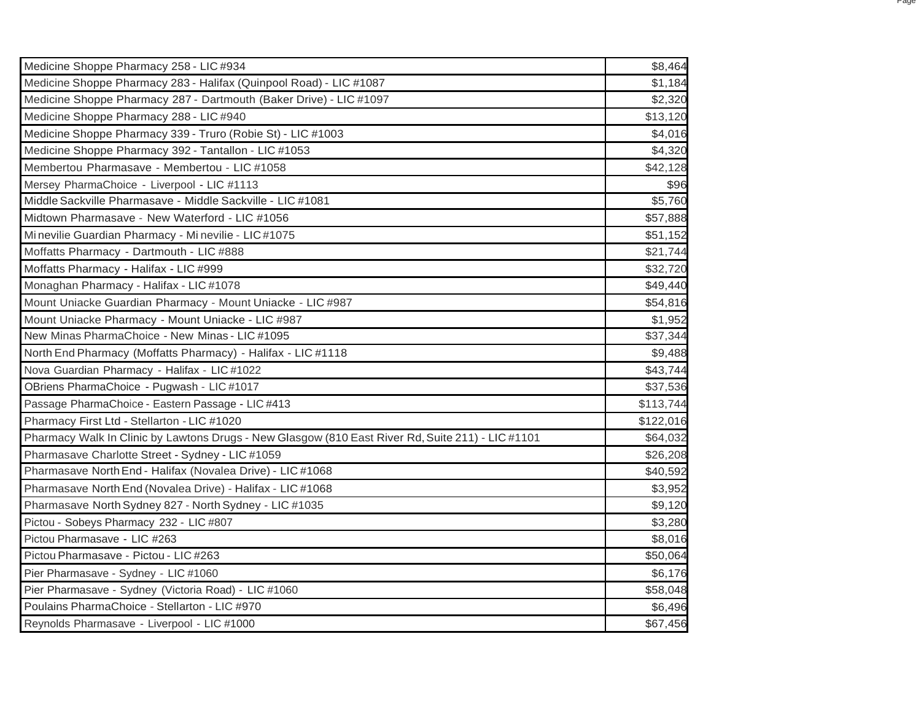| | |
|---|---|
| Medicine Shoppe Pharmacy 258 - LIC #934 | $8,464 |
| Medicine Shoppe Pharmacy 283 - Halifax (Quinpool Road) - LIC #1087 | $1,184 |
| Medicine Shoppe Pharmacy 287 - Dartmouth (Baker Drive) - LIC #1097 | $2,320 |
| Medicine Shoppe Pharmacy 288 - LIC #940 | $13,120 |
| Medicine Shoppe Pharmacy 339 - Truro (Robie St) - LIC #1003 | $4,016 |
| Medicine Shoppe Pharmacy 392 - Tantallon - LIC #1053 | $4,320 |
| Membertou Pharmasave - Membertou - LIC #1058 | $42,128 |
| Mersey PharmaChoice - Liverpool - LIC #1113 | $96 |
| Middle Sackville Pharmasave - Middle Sackville - LIC #1081 | $5,760 |
| Midtown Pharmasave - New Waterford - LIC #1056 | $57,888 |
| Mi nevilie Guardian Pharmacy - Mi nevilie - LIC #1075 | $51,152 |
| Moffatts Pharmacy - Dartmouth - LIC #888 | $21,744 |
| Moffatts Pharmacy - Halifax - LIC #999 | $32,720 |
| Monaghan Pharmacy - Halifax - LIC #1078 | $49,440 |
| Mount Uniacke Guardian Pharmacy - Mount Uniacke - LIC #987 | $54,816 |
| Mount Uniacke Pharmacy - Mount Uniacke - LIC #987 | $1,952 |
| New Minas PharmaChoice - New Minas - LIC #1095 | $37,344 |
| North End Pharmacy (Moffatts Pharmacy) - Halifax - LIC #1118 | $9,488 |
| Nova Guardian Pharmacy - Halifax - LIC #1022 | $43,744 |
| OBriens PharmaChoice - Pugwash - LIC #1017 | $37,536 |
| Passage PharmaChoice - Eastern Passage - LIC #413 | $113,744 |
| Pharmacy First Ltd - Stellarton - LIC #1020 | $122,016 |
| Pharmacy Walk In Clinic by Lawtons Drugs - New Glasgow (810 East River Rd, Suite 211) - LIC #1101 | $64,032 |
| Pharmasave Charlotte Street - Sydney - LIC #1059 | $26,208 |
| Pharmasave North End - Halifax (Novalea Drive) - LIC #1068 | $40,592 |
| Pharmasave North End (Novalea Drive) - Halifax - LIC #1068 | $3,952 |
| Pharmasave North Sydney 827 - North Sydney - LIC #1035 | $9,120 |
| Pictou - Sobeys Pharmacy 232 - LIC #807 | $3,280 |
| Pictou Pharmasave - LIC #263 | $8,016 |
| Pictou Pharmasave - Pictou - LIC #263 | $50,064 |
| Pier Pharmasave - Sydney - LIC #1060 | $6,176 |
| Pier Pharmasave - Sydney (Victoria Road) - LIC #1060 | $58,048 |
| Poulains PharmaChoice - Stellarton - LIC #970 | $6,496 |
| Reynolds Pharmasave - Liverpool - LIC #1000 | $67,456 |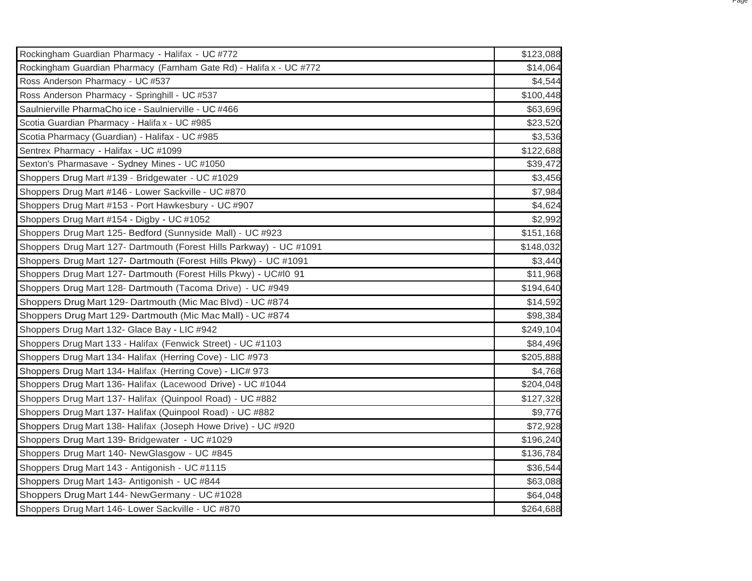| | |
|---|---|
| Rockingham Guardian Pharmacy - Halifax - UC #772 | $123,088 |
| Rockingham Guardian Pharmacy (Farnham Gate Rd) - Halifa x - UC #772 | $14,064 |
| Ross Anderson Pharmacy - UC #537 | $4,544 |
| Ross Anderson Pharmacy - Springhill - UC #537 | $100,448 |
| Saulnierville PharmaCho ice - Saulnierville - UC #466 | $63,696 |
| Scotia Guardian Pharmacy - Halifa x - UC #985 | $23,520 |
| Scotia Pharmacy (Guardian) - Halifax - UC #985 | $3,536 |
| Sentrex Pharmacy - Halifax - UC #1099 | $122,688 |
| Sexton's Pharmasave - Sydney Mines - UC #1050 | $39,472 |
| Shoppers Drug Mart #139 - Bridgewater - UC #1029 | $3,456 |
| Shoppers Drug Mart #146 - Lower Sackville - UC #870 | $7,984 |
| Shoppers Drug Mart #153 - Port Hawkesbury - UC #907 | $4,624 |
| Shoppers Drug Mart #154 - Digby - UC #1052 | $2,992 |
| Shoppers Drug Mart 125- Bedford (Sunnyside Mall) - UC #923 | $151,168 |
| Shoppers Drug Mart 127- Dartmouth (Forest Hills Parkway) - UC #1091 | $148,032 |
| Shoppers Drug Mart 127- Dartmouth (Forest Hills Pkwy) - UC #1091 | $3,440 |
| Shoppers Drug Mart 127- Dartmouth (Forest Hills Pkwy) - UC#l0 91 | $11,968 |
| Shoppers Drug Mart 128- Dartmouth (Tacoma Drive) - UC #949 | $194,640 |
| Shoppers Drug Mart 129- Dartmouth (Mic Mac Blvd) - UC #874 | $14,592 |
| Shoppers Drug Mart 129- Dartmouth (Mic Mac Mall) - UC #874 | $98,384 |
| Shoppers Drug Mart 132- Glace Bay - LIC #942 | $249,104 |
| Shoppers Drug Mart 133 - Halifax (Fenwick Street) - UC #1103 | $84,496 |
| Shoppers Drug Mart 134- Halifax (Herring Cove) - LIC #973 | $205,888 |
| Shoppers Drug Mart 134- Halifax (Herring Cove) - LIC# 973 | $4,768 |
| Shoppers Drug Mart 136- Halifax (Lacewood Drive) - UC #1044 | $204,048 |
| Shoppers Drug Mart 137- Halifax (Quinpool Road) - UC #882 | $127,328 |
| Shoppers Drug Mart 137- Halifax (Quinpool Road) - UC #882 | $9,776 |
| Shoppers Drug Mart 138- Halifax (Joseph Howe Drive) - UC #920 | $72,928 |
| Shoppers Drug Mart 139- Bridgewater - UC #1029 | $196,240 |
| Shoppers Drug Mart 140- NewGlasgow - UC #845 | $136,784 |
| Shoppers Drug Mart 143 - Antigonish - UC #1115 | $36,544 |
| Shoppers Drug Mart 143- Antigonish - UC #844 | $63,088 |
| Shoppers Drug Mart 144- NewGermany - UC #1028 | $64,048 |
| Shoppers Drug Mart 146- Lower Sackville - UC #870 | $264,688 |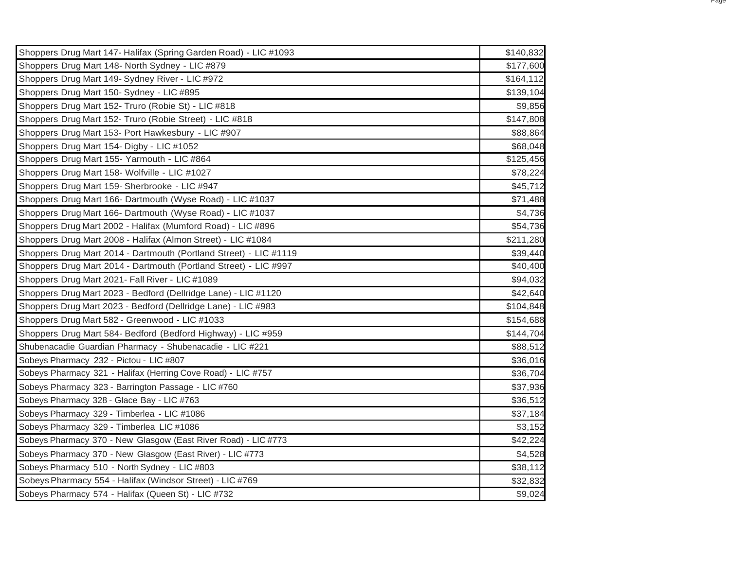| | |
|---|---|
| Shoppers Drug Mart 147- Halifax (Spring Garden Road) - LIC #1093 | $140,832 |
| Shoppers Drug Mart 148- North Sydney - LIC #879 | $177,600 |
| Shoppers Drug Mart 149- Sydney River - LIC #972 | $164,112 |
| Shoppers Drug Mart 150- Sydney - LIC #895 | $139,104 |
| Shoppers Drug Mart 152- Truro (Robie St) - LIC #818 | $9,856 |
| Shoppers Drug Mart 152- Truro (Robie Street) - LIC #818 | $147,808 |
| Shoppers Drug Mart 153- Port Hawkesbury - LIC #907 | $88,864 |
| Shoppers Drug Mart 154- Digby - LIC #1052 | $68,048 |
| Shoppers Drug Mart 155- Yarmouth - LIC #864 | $125,456 |
| Shoppers Drug Mart 158- Wolfville - LIC #1027 | $78,224 |
| Shoppers Drug Mart 159- Sherbrooke - LIC #947 | $45,712 |
| Shoppers Drug Mart 166- Dartmouth (Wyse Road) - LIC #1037 | $71,488 |
| Shoppers Drug Mart 166- Dartmouth (Wyse Road) - LIC #1037 | $4,736 |
| Shoppers Drug Mart 2002 - Halifax (Mumford Road) - LIC #896 | $54,736 |
| Shoppers Drug Mart 2008 - Halifax (Almon Street) - LIC #1084 | $211,280 |
| Shoppers Drug Mart 2014 - Dartmouth (Portland Street) - LIC #1119 | $39,440 |
| Shoppers Drug Mart 2014 - Dartmouth (Portland Street) - LIC #997 | $40,400 |
| Shoppers Drug Mart 2021- Fall River - LIC #1089 | $94,032 |
| Shoppers Drug Mart 2023 - Bedford (Dellridge Lane) - LIC #1120 | $42,640 |
| Shoppers Drug Mart 2023 - Bedford (Dellridge Lane) - LIC #983 | $104,848 |
| Shoppers Drug Mart 582 - Greenwood - LIC #1033 | $154,688 |
| Shoppers Drug Mart 584- Bedford (Bedford Highway) - LIC #959 | $144,704 |
| Shubenacadie Guardian Pharmacy - Shubenacadie - LIC #221 | $88,512 |
| Sobeys Pharmacy 232 - Pictou - LIC #807 | $36,016 |
| Sobeys Pharmacy 321 - Halifax (Herring Cove Road) - LIC #757 | $36,704 |
| Sobeys Pharmacy 323 - Barrington Passage - LIC #760 | $37,936 |
| Sobeys Pharmacy 328 - Glace Bay - LIC #763 | $36,512 |
| Sobeys Pharmacy 329 - Timberlea - LIC #1086 | $37,184 |
| Sobeys Pharmacy 329 - Timberlea LIC #1086 | $3,152 |
| Sobeys Pharmacy 370 - New Glasgow (East River Road) - LIC #773 | $42,224 |
| Sobeys Pharmacy 370 - New Glasgow (East River) - LIC #773 | $4,528 |
| Sobeys Pharmacy 510 - North Sydney - LIC #803 | $38,112 |
| Sobeys Pharmacy 554 - Halifax (Windsor Street) - LIC #769 | $32,832 |
| Sobeys Pharmacy 574 - Halifax (Queen St) - LIC #732 | $9,024 |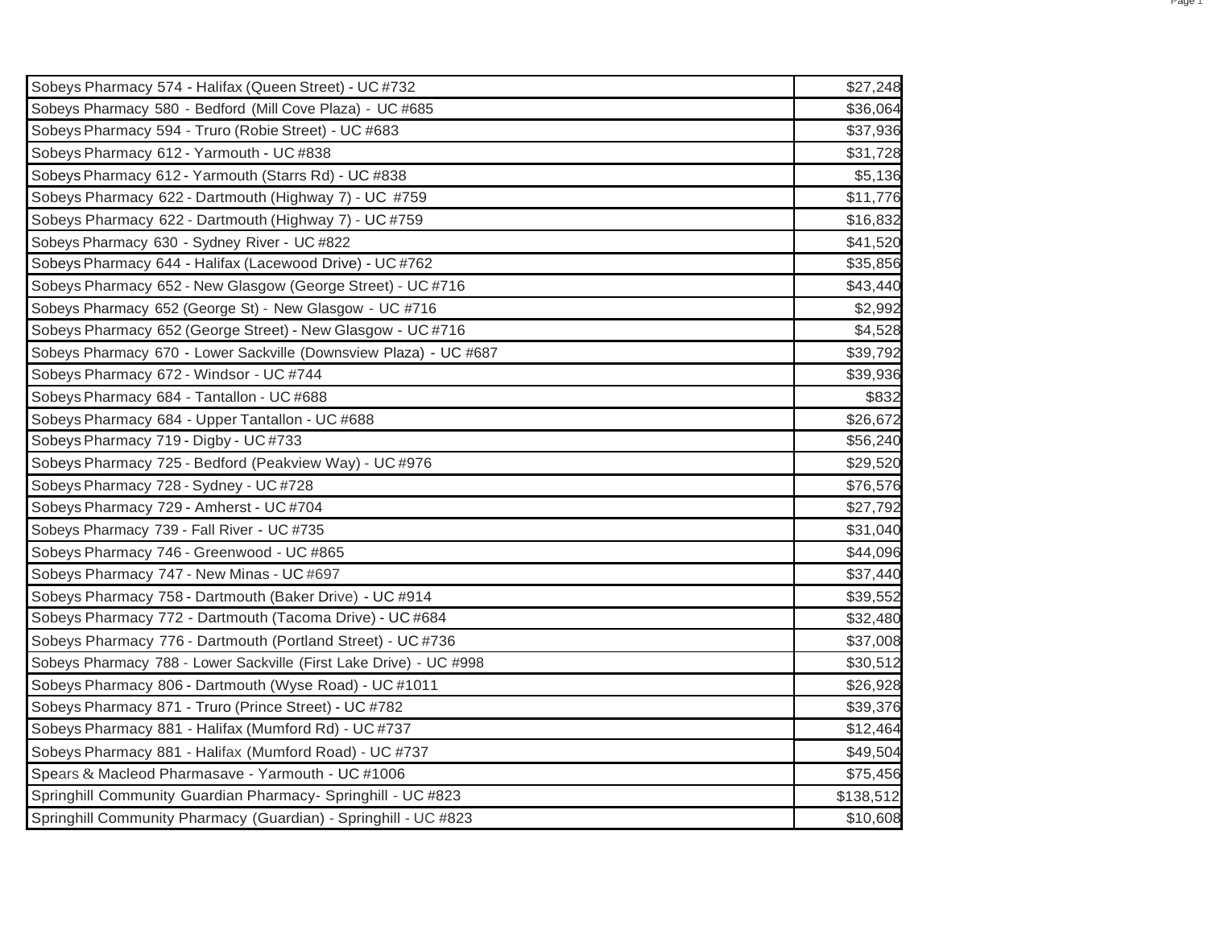| | |
|---|---|
| Sobeys Pharmacy 574 - Halifax (Queen Street) - UC #732 | $27,248 |
| Sobeys Pharmacy 580 - Bedford (Mill Cove Plaza) - UC #685 | $36,064 |
| Sobeys Pharmacy 594 - Truro (Robie Street) - UC #683 | $37,936 |
| Sobeys Pharmacy 612 - Yarmouth - UC #838 | $31,728 |
| Sobeys Pharmacy 612 - Yarmouth (Starrs Rd) - UC #838 | $5,136 |
| Sobeys Pharmacy 622 - Dartmouth (Highway 7) - UC #759 | $11,776 |
| Sobeys Pharmacy 622 - Dartmouth (Highway 7) - UC #759 | $16,832 |
| Sobeys Pharmacy 630 - Sydney River - UC #822 | $41,520 |
| Sobeys Pharmacy 644 - Halifax (Lacewood Drive) - UC #762 | $35,856 |
| Sobeys Pharmacy 652 - New Glasgow (George Street) - UC #716 | $43,440 |
| Sobeys Pharmacy 652 (George St) - New Glasgow - UC #716 | $2,992 |
| Sobeys Pharmacy 652 (George Street) - New Glasgow - UC #716 | $4,528 |
| Sobeys Pharmacy 670 - Lower Sackville (Downsview Plaza) - UC #687 | $39,792 |
| Sobeys Pharmacy 672 - Windsor - UC #744 | $39,936 |
| Sobeys Pharmacy 684 - Tantallon - UC #688 | $832 |
| Sobeys Pharmacy 684 - Upper Tantallon - UC #688 | $26,672 |
| Sobeys Pharmacy 719 - Digby - UC #733 | $56,240 |
| Sobeys Pharmacy 725 - Bedford (Peakview Way) - UC #976 | $29,520 |
| Sobeys Pharmacy 728 - Sydney - UC #728 | $76,576 |
| Sobeys Pharmacy 729 - Amherst - UC #704 | $27,792 |
| Sobeys Pharmacy 739 - Fall River - UC #735 | $31,040 |
| Sobeys Pharmacy 746 - Greenwood - UC #865 | $44,096 |
| Sobeys Pharmacy 747 - New Minas - UC #697 | $37,440 |
| Sobeys Pharmacy 758 - Dartmouth (Baker Drive) - UC #914 | $39,552 |
| Sobeys Pharmacy 772 - Dartmouth (Tacoma Drive) - UC #684 | $32,480 |
| Sobeys Pharmacy 776 - Dartmouth (Portland Street) - UC #736 | $37,008 |
| Sobeys Pharmacy 788 - Lower Sackville (First Lake Drive) - UC #998 | $30,512 |
| Sobeys Pharmacy 806 - Dartmouth (Wyse Road) - UC #1011 | $26,928 |
| Sobeys Pharmacy 871 - Truro (Prince Street) - UC #782 | $39,376 |
| Sobeys Pharmacy 881 - Halifax (Mumford Rd) - UC #737 | $12,464 |
| Sobeys Pharmacy 881 - Halifax (Mumford Road) - UC #737 | $49,504 |
| Spears & Macleod Pharmasave - Yarmouth - UC #1006 | $75,456 |
| Springhill Community Guardian Pharmacy- Springhill - UC #823 | $138,512 |
| Springhill Community Pharmacy (Guardian) - Springhill - UC #823 | $10,608 |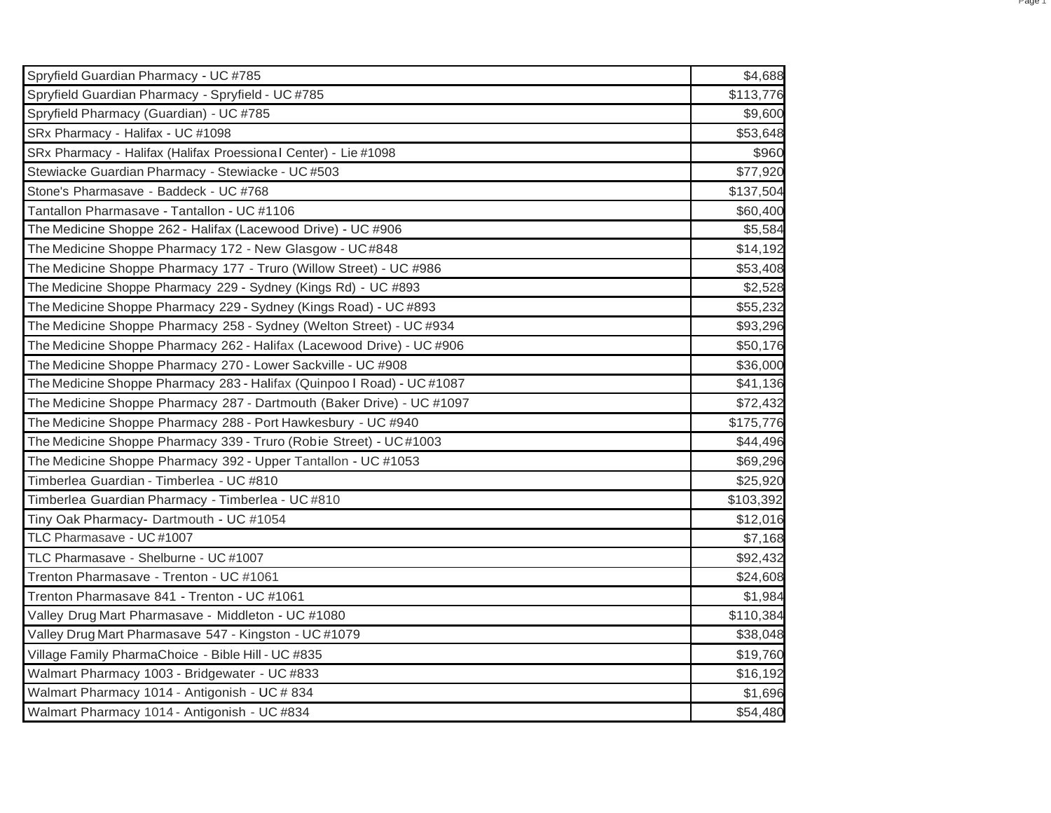| | |
|---|---|
| Spryfield Guardian Pharmacy - UC #785 | $4,688 |
| Spryfield Guardian Pharmacy - Spryfield - UC #785 | $113,776 |
| Spryfield Pharmacy (Guardian) - UC #785 | $9,600 |
| SRx Pharmacy - Halifax - UC #1098 | $53,648 |
| SRx Pharmacy - Halifax (Halifax Proessiona l Center) - Lie #1098 | $960 |
| Stewiacke Guardian Pharmacy - Stewiacke - UC #503 | $77,920 |
| Stone's Pharmasave - Baddeck - UC #768 | $137,504 |
| Tantallon Pharmasave - Tantallon - UC #1106 | $60,400 |
| The Medicine Shoppe 262 - Halifax (Lacewood Drive) - UC #906 | $5,584 |
| The Medicine Shoppe Pharmacy 172 - New Glasgow - UC#848 | $14,192 |
| The Medicine Shoppe Pharmacy 177 - Truro (Willow Street) - UC #986 | $53,408 |
| The Medicine Shoppe Pharmacy 229 - Sydney (Kings Rd) - UC #893 | $2,528 |
| The Medicine Shoppe Pharmacy 229 - Sydney (Kings Road) - UC #893 | $55,232 |
| The Medicine Shoppe Pharmacy 258 - Sydney (Welton Street) - UC #934 | $93,296 |
| The Medicine Shoppe Pharmacy 262 - Halifax (Lacewood Drive) - UC #906 | $50,176 |
| The Medicine Shoppe Pharmacy 270 - Lower Sackville - UC #908 | $36,000 |
| The Medicine Shoppe Pharmacy 283 - Halifax (Quinpoo l Road) - UC #1087 | $41,136 |
| The Medicine Shoppe Pharmacy 287 - Dartmouth (Baker Drive) - UC #1097 | $72,432 |
| The Medicine Shoppe Pharmacy 288 - Port Hawkesbury - UC #940 | $175,776 |
| The Medicine Shoppe Pharmacy 339 - Truro (Robie Street) - UC #1003 | $44,496 |
| The Medicine Shoppe Pharmacy 392 - Upper Tantallon - UC #1053 | $69,296 |
| Timberlea Guardian - Timberlea - UC #810 | $25,920 |
| Timberlea Guardian Pharmacy - Timberlea - UC #810 | $103,392 |
| Tiny Oak Pharmacy- Dartmouth - UC #1054 | $12,016 |
| TLC Pharmasave - UC #1007 | $7,168 |
| TLC Pharmasave - Shelburne - UC #1007 | $92,432 |
| Trenton Pharmasave - Trenton - UC #1061 | $24,608 |
| Trenton Pharmasave 841 - Trenton - UC #1061 | $1,984 |
| Valley Drug Mart Pharmasave - Middleton - UC #1080 | $110,384 |
| Valley Drug Mart Pharmasave 547 - Kingston - UC #1079 | $38,048 |
| Village Family PharmaChoice - Bible Hill - UC #835 | $19,760 |
| Walmart Pharmacy 1003 - Bridgewater - UC #833 | $16,192 |
| Walmart Pharmacy 1014 - Antigonish - UC # 834 | $1,696 |
| Walmart Pharmacy 1014 - Antigonish - UC #834 | $54,480 |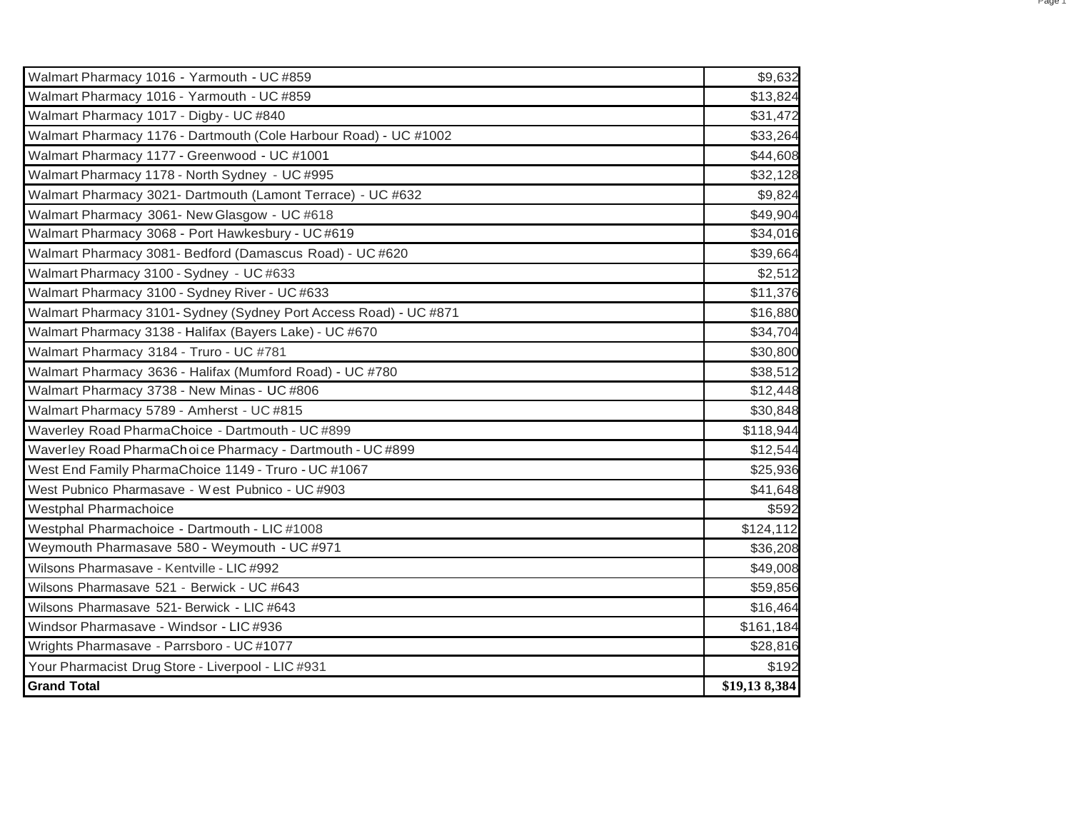| | |
|---|---|
| Walmart Pharmacy 1016 - Yarmouth - UC #859 | $9,632 |
| Walmart Pharmacy 1016 - Yarmouth - UC #859 | $13,824 |
| Walmart Pharmacy 1017 - Digby - UC #840 | $31,472 |
| Walmart Pharmacy 1176 - Dartmouth (Cole Harbour Road) - UC #1002 | $33,264 |
| Walmart Pharmacy 1177 - Greenwood - UC #1001 | $44,608 |
| Walmart Pharmacy 1178 - North Sydney - UC #995 | $32,128 |
| Walmart Pharmacy 3021- Dartmouth (Lamont Terrace) - UC #632 | $9,824 |
| Walmart Pharmacy 3061- New Glasgow - UC #618 | $49,904 |
| Walmart Pharmacy 3068 - Port Hawkesbury - UC #619 | $34,016 |
| Walmart Pharmacy 3081- Bedford (Damascus Road) - UC #620 | $39,664 |
| Walmart Pharmacy 3100 - Sydney - UC #633 | $2,512 |
| Walmart Pharmacy 3100 - Sydney River - UC #633 | $11,376 |
| Walmart Pharmacy 3101- Sydney (Sydney Port Access Road) - UC #871 | $16,880 |
| Walmart Pharmacy 3138 - Halifax (Bayers Lake) - UC #670 | $34,704 |
| Walmart Pharmacy 3184 - Truro - UC #781 | $30,800 |
| Walmart Pharmacy 3636 - Halifax (Mumford Road) - UC #780 | $38,512 |
| Walmart Pharmacy 3738 - New Minas - UC #806 | $12,448 |
| Walmart Pharmacy 5789 - Amherst - UC #815 | $30,848 |
| Waverley Road PharmaChoice - Dartmouth - UC #899 | $118,944 |
| Waverley Road PharmaChoice Pharmacy - Dartmouth - UC #899 | $12,544 |
| West End Family PharmaChoice 1149 - Truro - UC #1067 | $25,936 |
| West Pubnico Pharmasave - West Pubnico - UC #903 | $41,648 |
| Westphal Pharmachoice | $592 |
| Westphal Pharmachoice - Dartmouth - LIC #1008 | $124,112 |
| Weymouth Pharmasave 580 - Weymouth - UC #971 | $36,208 |
| Wilsons Pharmasave - Kentville - LIC #992 | $49,008 |
| Wilsons Pharmasave 521 - Berwick - UC #643 | $59,856 |
| Wilsons Pharmasave 521- Berwick - LIC #643 | $16,464 |
| Windsor Pharmasave - Windsor - LIC #936 | $161,184 |
| Wrights Pharmasave - Parrsboro - UC #1077 | $28,816 |
| Your Pharmacist Drug Store - Liverpool - LIC #931 | $192 |
| **Grand Total** | **$19,138,384** |